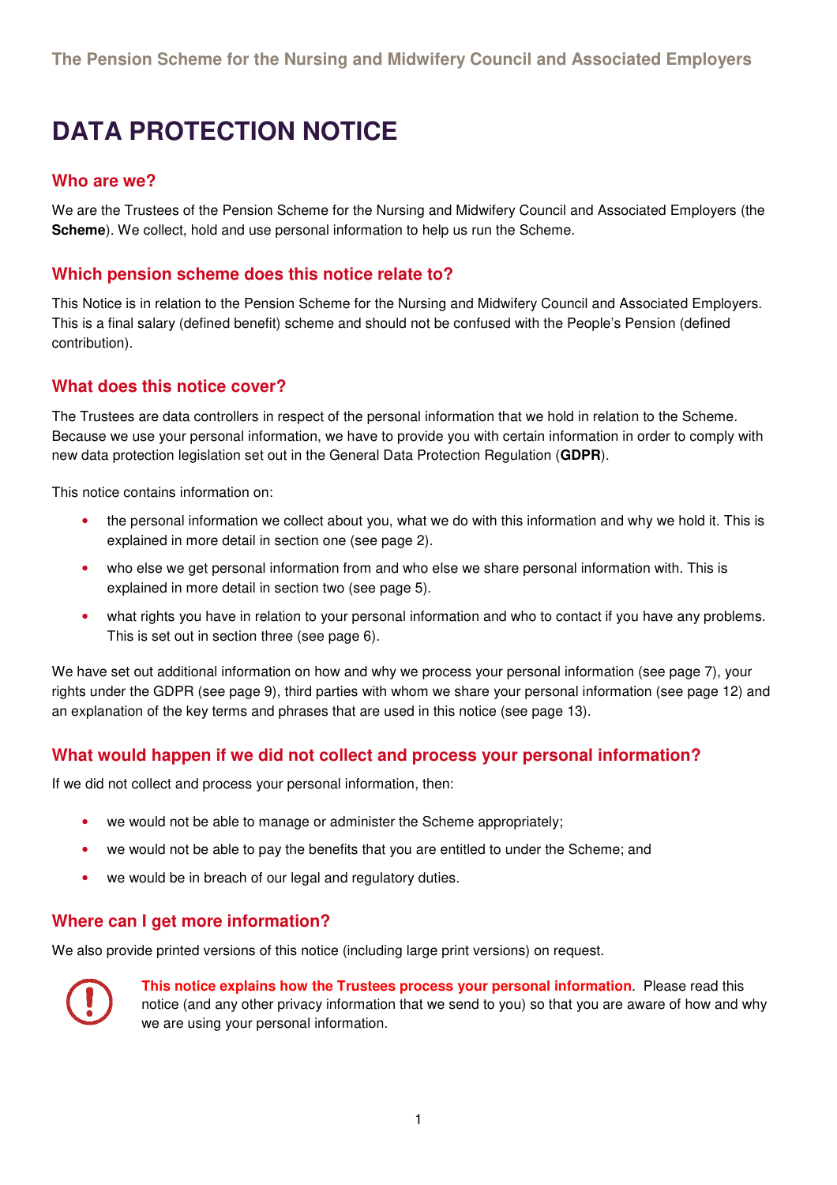The Pension Scheme for the Nursing and Midwifery Council and Associated Employers

# DATA PROTECTION NOTICE

## Who are we?

We are the Trustees of the Pension Scheme for the Nursing and Midwifery Council and Associated Employers (the **Scheme**). We collect, hold and use personal information to help us run the Scheme.

## Which pension scheme does this notice relate to?

This Notice is in relation to the Pension Scheme for the Nursing and Midwifery Council and Associated Employers. This is a final salary (defined benefit) scheme and should not be confused with the People's Pension (defined contribution).

## What does this notice cover?

The Trustees are data controllers in respect of the personal information that we hold in relation to the Scheme. Because we use your personal information, we have to provide you with certain information in order to comply with new data protection legislation set out in the General Data Protection Regulation (**GDPR**).

This notice contains information on:

- the personal information we collect about you, what we do with this information and why we hold it. This is explained in more detail in section one (see page 2).
- who else we get personal information from and who else we share personal information with. This is explained in more detail in section two (see page 5).
- what rights you have in relation to your personal information and who to contact if you have any problems. This is set out in section three (see page 6).

We have set out additional information on how and why we process your personal information (see page 7), your rights under the GDPR (see page 9), third parties with whom we share your personal information (see page 12) and an explanation of the key terms and phrases that are used in this notice (see page 13).

## What would happen if we did not collect and process your personal information?

If we did not collect and process your personal information, then:

- we would not be able to manage or administer the Scheme appropriately;
- we would not be able to pay the benefits that you are entitled to under the Scheme; and
- we would be in breach of our legal and regulatory duties.

## Where can I get more information?

We also provide printed versions of this notice (including large print versions) on request.

**This notice explains how the Trustees process your personal information**. Please read this notice (and any other privacy information that we send to you) so that you are aware of how and why we are using your personal information.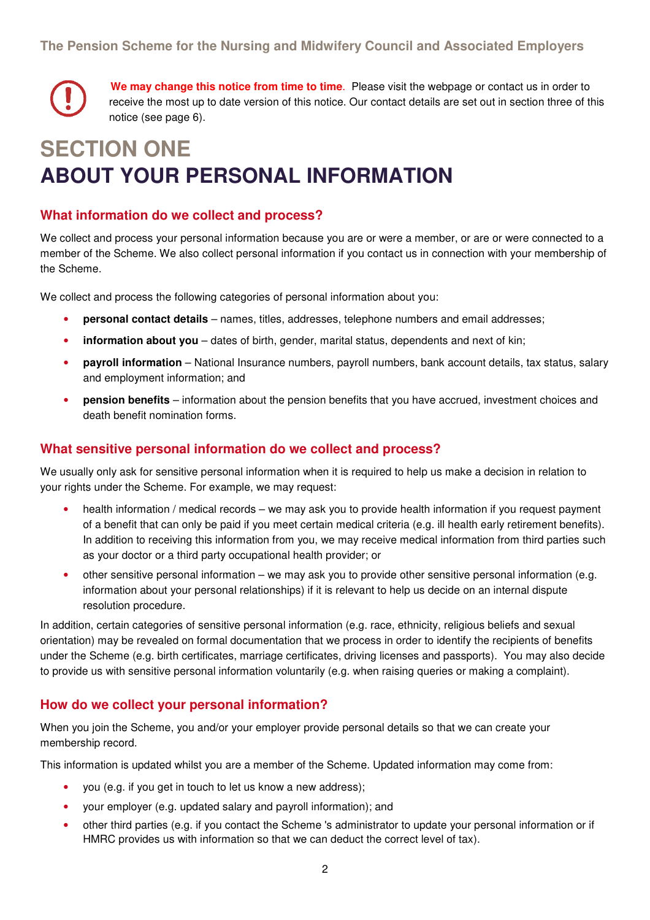**We may change this notice from time to time.** Please visit the webpage or contact us in order to receive the most up to date version of this notice. Our contact details are set out in section three of this notice (see page 6).

# SECTION ONE
# ABOUT YOUR PERSONAL INFORMATION

## What information do we collect and process?

We collect and process your personal information because you are or were a member, or are or were connected to a member of the Scheme. We also collect personal information if you contact us in connection with your membership of the Scheme.

We collect and process the following categories of personal information about you:

- **personal contact details** – names, titles, addresses, telephone numbers and email addresses;
- **information about you** – dates of birth, gender, marital status, dependents and next of kin;
- **payroll information** – National Insurance numbers, payroll numbers, bank account details, tax status, salary and employment information; and
- **pension benefits** – information about the pension benefits that you have accrued, investment choices and death benefit nomination forms.

## What sensitive personal information do we collect and process?

We usually only ask for sensitive personal information when it is required to help us make a decision in relation to your rights under the Scheme. For example, we may request:

- health information / medical records – we may ask you to provide health information if you request payment of a benefit that can only be paid if you meet certain medical criteria (e.g. ill health early retirement benefits). In addition to receiving this information from you, we may receive medical information from third parties such as your doctor or a third party occupational health provider; or
- other sensitive personal information – we may ask you to provide other sensitive personal information (e.g. information about your personal relationships) if it is relevant to help us decide on an internal dispute resolution procedure.

In addition, certain categories of sensitive personal information (e.g. race, ethnicity, religious beliefs and sexual orientation) may be revealed on formal documentation that we process in order to identify the recipients of benefits under the Scheme (e.g. birth certificates, marriage certificates, driving licenses and passports). You may also decide to provide us with sensitive personal information voluntarily (e.g. when raising queries or making a complaint).

## How do we collect your personal information?

When you join the Scheme, you and/or your employer provide personal details so that we can create your membership record.

This information is updated whilst you are a member of the Scheme. Updated information may come from:

- you (e.g. if you get in touch to let us know a new address);
- your employer (e.g. updated salary and payroll information); and
- other third parties (e.g. if you contact the Scheme 's administrator to update your personal information or if HMRC provides us with information so that we can deduct the correct level of tax).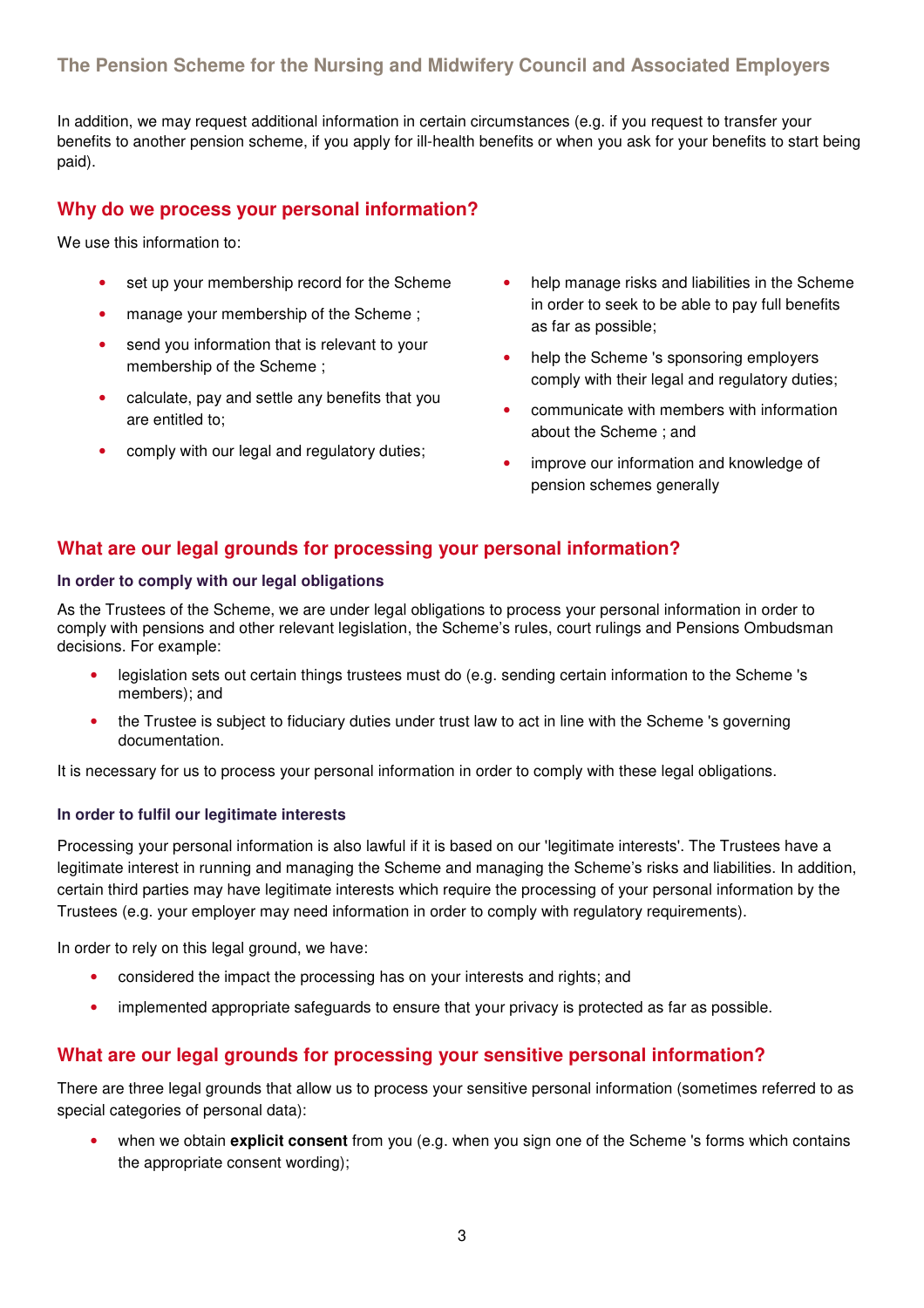In addition, we may request additional information in certain circumstances (e.g. if you request to transfer your benefits to another pension scheme, if you apply for ill-health benefits or when you ask for your benefits to start being paid).

## Why do we process your personal information?

We use this information to:

- set up your membership record for the Scheme
- manage your membership of the Scheme ;
- send you information that is relevant to your membership of the Scheme ;
- calculate, pay and settle any benefits that you are entitled to;
- comply with our legal and regulatory duties;
- help manage risks and liabilities in the Scheme in order to seek to be able to pay full benefits as far as possible;
- help the Scheme 's sponsoring employers comply with their legal and regulatory duties;
- communicate with members with information about the Scheme ; and
- improve our information and knowledge of pension schemes generally

## What are our legal grounds for processing your personal information?

### In order to comply with our legal obligations

As the Trustees of the Scheme, we are under legal obligations to process your personal information in order to comply with pensions and other relevant legislation, the Scheme's rules, court rulings and Pensions Ombudsman decisions. For example:

- legislation sets out certain things trustees must do (e.g. sending certain information to the Scheme 's members); and
- the Trustee is subject to fiduciary duties under trust law to act in line with the Scheme 's governing documentation.

It is necessary for us to process your personal information in order to comply with these legal obligations.

### In order to fulfil our legitimate interests

Processing your personal information is also lawful if it is based on our 'legitimate interests'. The Trustees have a legitimate interest in running and managing the Scheme and managing the Scheme's risks and liabilities. In addition, certain third parties may have legitimate interests which require the processing of your personal information by the Trustees (e.g. your employer may need information in order to comply with regulatory requirements).

In order to rely on this legal ground, we have:

- considered the impact the processing has on your interests and rights; and
- implemented appropriate safeguards to ensure that your privacy is protected as far as possible.

## What are our legal grounds for processing your sensitive personal information?

There are three legal grounds that allow us to process your sensitive personal information (sometimes referred to as special categories of personal data):

- when we obtain **explicit consent** from you (e.g. when you sign one of the Scheme 's forms which contains the appropriate consent wording);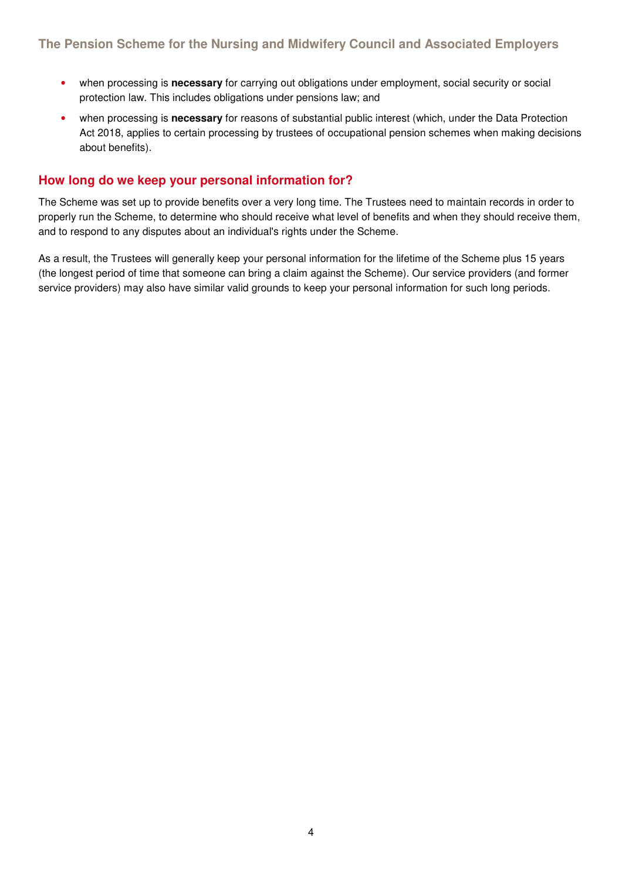- when processing is **necessary** for carrying out obligations under employment, social security or social protection law. This includes obligations under pensions law; and
- when processing is **necessary** for reasons of substantial public interest (which, under the Data Protection Act 2018, applies to certain processing by trustees of occupational pension schemes when making decisions about benefits).

## How long do we keep your personal information for?

The Scheme was set up to provide benefits over a very long time. The Trustees need to maintain records in order to properly run the Scheme, to determine who should receive what level of benefits and when they should receive them, and to respond to any disputes about an individual's rights under the Scheme.

As a result, the Trustees will generally keep your personal information for the lifetime of the Scheme plus 15 years (the longest period of time that someone can bring a claim against the Scheme). Our service providers (and former service providers) may also have similar valid grounds to keep your personal information for such long periods.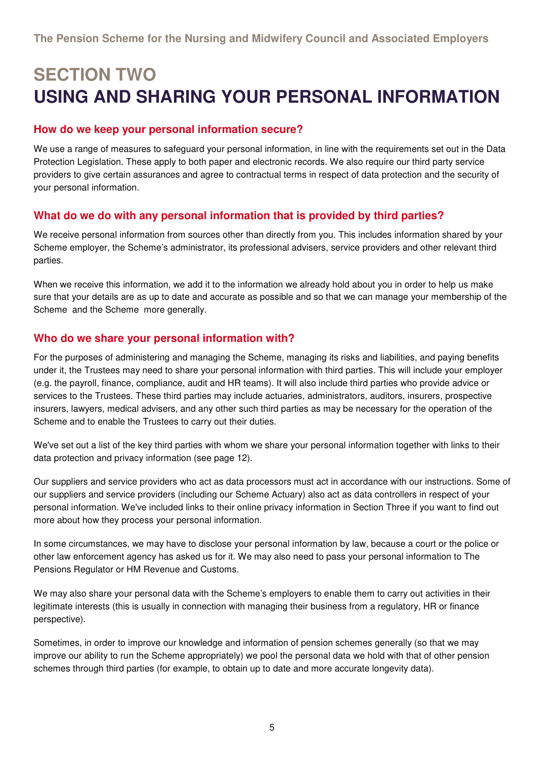# SECTION TWO
# USING AND SHARING YOUR PERSONAL INFORMATION

## How do we keep your personal information secure?

We use a range of measures to safeguard your personal information, in line with the requirements set out in the Data Protection Legislation. These apply to both paper and electronic records. We also require our third party service providers to give certain assurances and agree to contractual terms in respect of data protection and the security of your personal information.

## What do we do with any personal information that is provided by third parties?

We receive personal information from sources other than directly from you. This includes information shared by your Scheme employer, the Scheme's administrator, its professional advisers, service providers and other relevant third parties.

When we receive this information, we add it to the information we already hold about you in order to help us make sure that your details are as up to date and accurate as possible and so that we can manage your membership of the Scheme and the Scheme more generally.

## Who do we share your personal information with?

For the purposes of administering and managing the Scheme, managing its risks and liabilities, and paying benefits under it, the Trustees may need to share your personal information with third parties. This will include your employer (e.g. the payroll, finance, compliance, audit and HR teams). It will also include third parties who provide advice or services to the Trustees. These third parties may include actuaries, administrators, auditors, insurers, prospective insurers, lawyers, medical advisers, and any other such third parties as may be necessary for the operation of the Scheme and to enable the Trustees to carry out their duties.

We've set out a list of the key third parties with whom we share your personal information together with links to their data protection and privacy information (see page 12).

Our suppliers and service providers who act as data processors must act in accordance with our instructions. Some of our suppliers and service providers (including our Scheme Actuary) also act as data controllers in respect of your personal information. We've included links to their online privacy information in Section Three if you want to find out more about how they process your personal information.

In some circumstances, we may have to disclose your personal information by law, because a court or the police or other law enforcement agency has asked us for it. We may also need to pass your personal information to The Pensions Regulator or HM Revenue and Customs.

We may also share your personal data with the Scheme's employers to enable them to carry out activities in their legitimate interests (this is usually in connection with managing their business from a regulatory, HR or finance perspective).

Sometimes, in order to improve our knowledge and information of pension schemes generally (so that we may improve our ability to run the Scheme appropriately) we pool the personal data we hold with that of other pension schemes through third parties (for example, to obtain up to date and more accurate longevity data).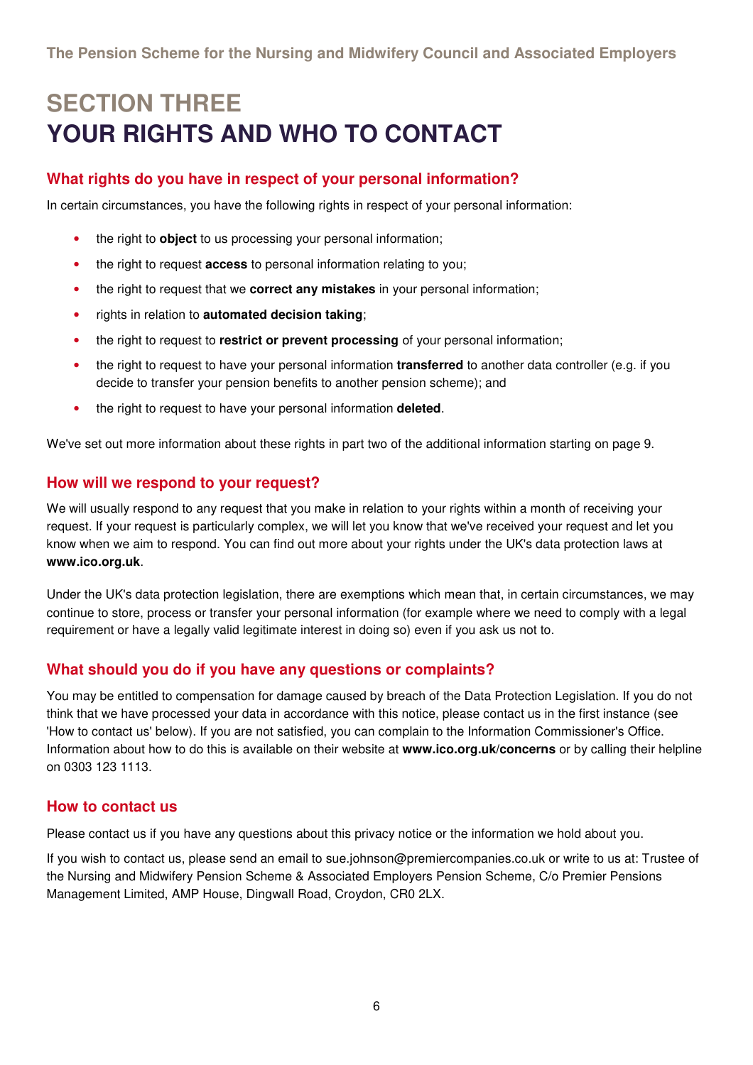# SECTION THREE
# YOUR RIGHTS AND WHO TO CONTACT

## What rights do you have in respect of your personal information?

In certain circumstances, you have the following rights in respect of your personal information:

- the right to **object** to us processing your personal information;
- the right to request **access** to personal information relating to you;
- the right to request that we **correct any mistakes** in your personal information;
- rights in relation to **automated decision taking**;
- the right to request to **restrict or prevent processing** of your personal information;
- the right to request to have your personal information **transferred** to another data controller (e.g. if you decide to transfer your pension benefits to another pension scheme); and
- the right to request to have your personal information **deleted**.

We've set out more information about these rights in part two of the additional information starting on page 9.

## How will we respond to your request?

We will usually respond to any request that you make in relation to your rights within a month of receiving your request. If your request is particularly complex, we will let you know that we've received your request and let you know when we aim to respond. You can find out more about your rights under the UK's data protection laws at **www.ico.org.uk**.

Under the UK's data protection legislation, there are exemptions which mean that, in certain circumstances, we may continue to store, process or transfer your personal information (for example where we need to comply with a legal requirement or have a legally valid legitimate interest in doing so) even if you ask us not to.

## What should you do if you have any questions or complaints?

You may be entitled to compensation for damage caused by breach of the Data Protection Legislation. If you do not think that we have processed your data in accordance with this notice, please contact us in the first instance (see 'How to contact us' below). If you are not satisfied, you can complain to the Information Commissioner's Office. Information about how to do this is available on their website at **www.ico.org.uk/concerns** or by calling their helpline on 0303 123 1113.

## How to contact us

Please contact us if you have any questions about this privacy notice or the information we hold about you.

If you wish to contact us, please send an email to sue.johnson@premiercompanies.co.uk or write to us at: Trustee of the Nursing and Midwifery Pension Scheme & Associated Employers Pension Scheme, C/o Premier Pensions Management Limited, AMP House, Dingwall Road, Croydon, CR0 2LX.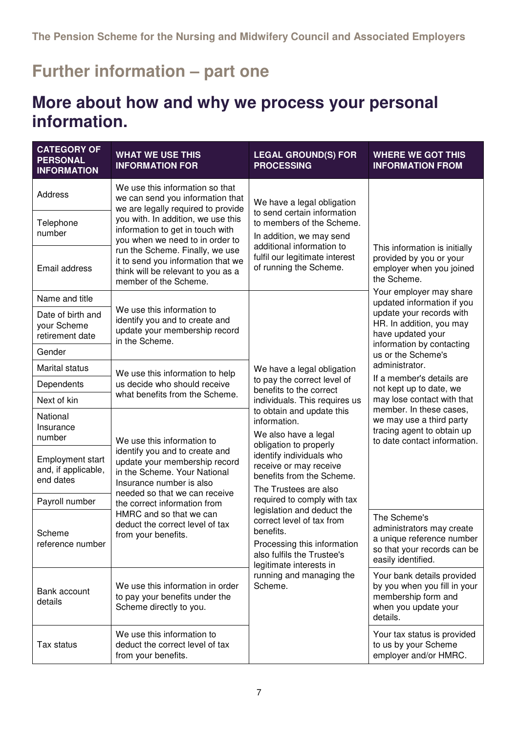# Further information – part one

## More about how and why we process your personal information.

| CATEGORY OF PERSONAL INFORMATION | WHAT WE USE THIS INFORMATION FOR | LEGAL GROUND(S) FOR PROCESSING | WHERE WE GOT THIS INFORMATION FROM |
|---|---|---|---|
| Address<br>Telephone number<br>Email address | We use this information so that we can send you information that we are legally required to provide you with. In addition, we use this information to get in touch with you when we need to in order to run the Scheme. Finally, we use it to send you information that we think will be relevant to you as a member of the Scheme. | We have a legal obligation to send certain information to members of the Scheme.<br>In addition, we may send additional information to fulfil our legitimate interest of running the Scheme. | This information is initially provided by you or your employer when you joined the Scheme.<br>Your employer may share updated information if you update your records with HR. In addition, you may have updated your information by contacting us or the Scheme's administrator.<br>If a member's details are not kept up to date, we may lose contact with that member. In these cases, we may use a third party tracing agent to obtain up to date contact information. |
| Name and title<br>Date of birth and your Scheme retirement date<br>Gender | We use this information to identify you and to create and update your membership record in the Scheme. | We have a legal obligation to pay the correct level of benefits to the correct individuals. This requires us to obtain and update this information.<br>We also have a legal obligation to properly identify individuals who receive or may receive benefits from the Scheme.<br>The Trustees are also required to comply with tax legislation and deduct the correct level of tax from benefits.<br>Processing this information also fulfils the Trustee's legitimate interests in running and managing the Scheme. | |
| Marital status<br>Dependents<br>Next of kin | We use this information to help us decide who should receive what benefits from the Scheme. | | |
| National Insurance number<br>Employment start and, if applicable, end dates<br>Payroll number | We use this information to identify you and to create and update your membership record in the Scheme. Your National Insurance number is also needed so that we can receive the correct information from HMRC and so that we can deduct the correct level of tax from your benefits. | | |
| Scheme reference number | | | The Scheme's administrators may create a unique reference number so that your records can be easily identified. |
| Bank account details | We use this information in order to pay your benefits under the Scheme directly to you. | | Your bank details provided by you when you fill in your membership form and when you update your details. |
| Tax status | We use this information to deduct the correct level of tax from your benefits. | | Your tax status is provided to us by your Scheme employer and/or HMRC. |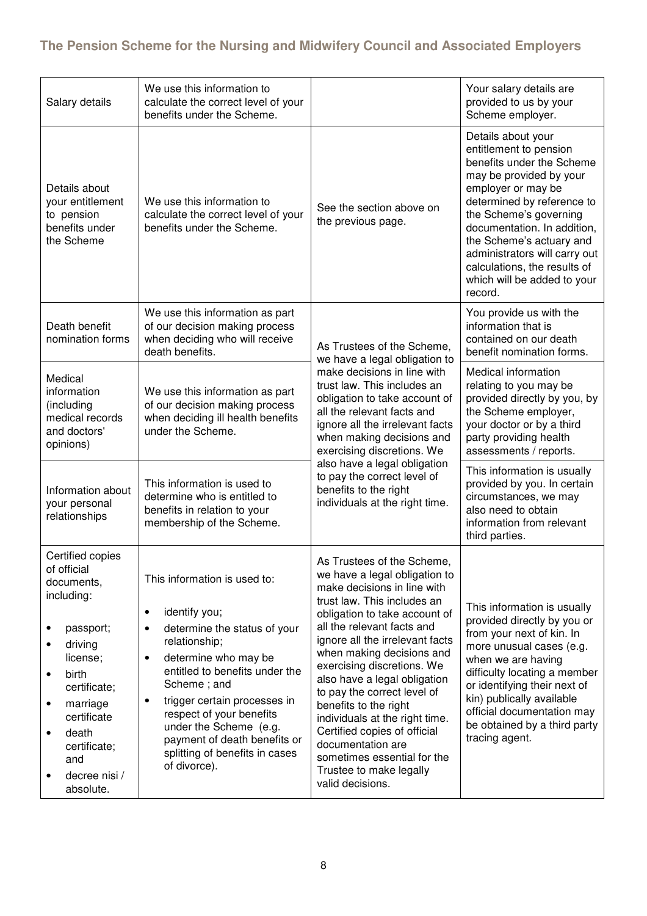| Salary details | We use this information to calculate the correct level of your benefits under the Scheme. | | Your salary details are provided to us by your Scheme employer. |
|---|---|---|---|
| Details about your entitlement to pension benefits under the Scheme | We use this information to calculate the correct level of your benefits under the Scheme. | See the section above on the previous page. | Details about your entitlement to pension benefits under the Scheme may be provided by your employer or may be determined by reference to the Scheme's governing documentation. In addition, the Scheme's actuary and administrators will carry out calculations, the results of which will be added to your record. |
| Death benefit nomination forms | We use this information as part of our decision making process when deciding who will receive death benefits. | As Trustees of the Scheme, we have a legal obligation to make decisions in line with trust law. This includes an obligation to take account of all the relevant facts and ignore all the irrelevant facts when making decisions and exercising discretions. We also have a legal obligation to pay the correct level of benefits to the right individuals at the right time. | You provide us with the information that is contained on our death benefit nomination forms. |
| Medical information (including medical records and doctors' opinions) | We use this information as part of our decision making process when deciding ill health benefits under the Scheme. | | Medical information relating to you may be provided directly by you, by the Scheme employer, your doctor or by a third party providing health assessments / reports. |
| Information about your personal relationships | This information is used to determine who is entitled to benefits in relation to your membership of the Scheme. | | This information is usually provided by you. In certain circumstances, we may also need to obtain information from relevant third parties. |
| Certified copies of official documents, including: <br>• passport; <br>• driving license; <br>• birth certificate; <br>• marriage certificate <br>• death certificate; and <br>• decree nisi / absolute. | This information is used to: <br>• identify you; <br>• determine the status of your relationship; <br>• determine who may be entitled to benefits under the Scheme ; and <br>• trigger certain processes in respect of your benefits under the Scheme (e.g. payment of death benefits or splitting of benefits in cases of divorce). | As Trustees of the Scheme, we have a legal obligation to make decisions in line with trust law. This includes an obligation to take account of all the relevant facts and ignore all the irrelevant facts when making decisions and exercising discretions. We also have a legal obligation to pay the correct level of benefits to the right individuals at the right time. Certified copies of official documentation are sometimes essential for the Trustee to make legally valid decisions. | This information is usually provided directly by you or from your next of kin. In more unusual cases (e.g. when we are having difficulty locating a member or identifying their next of kin) publically available official documentation may be obtained by a third party tracing agent. |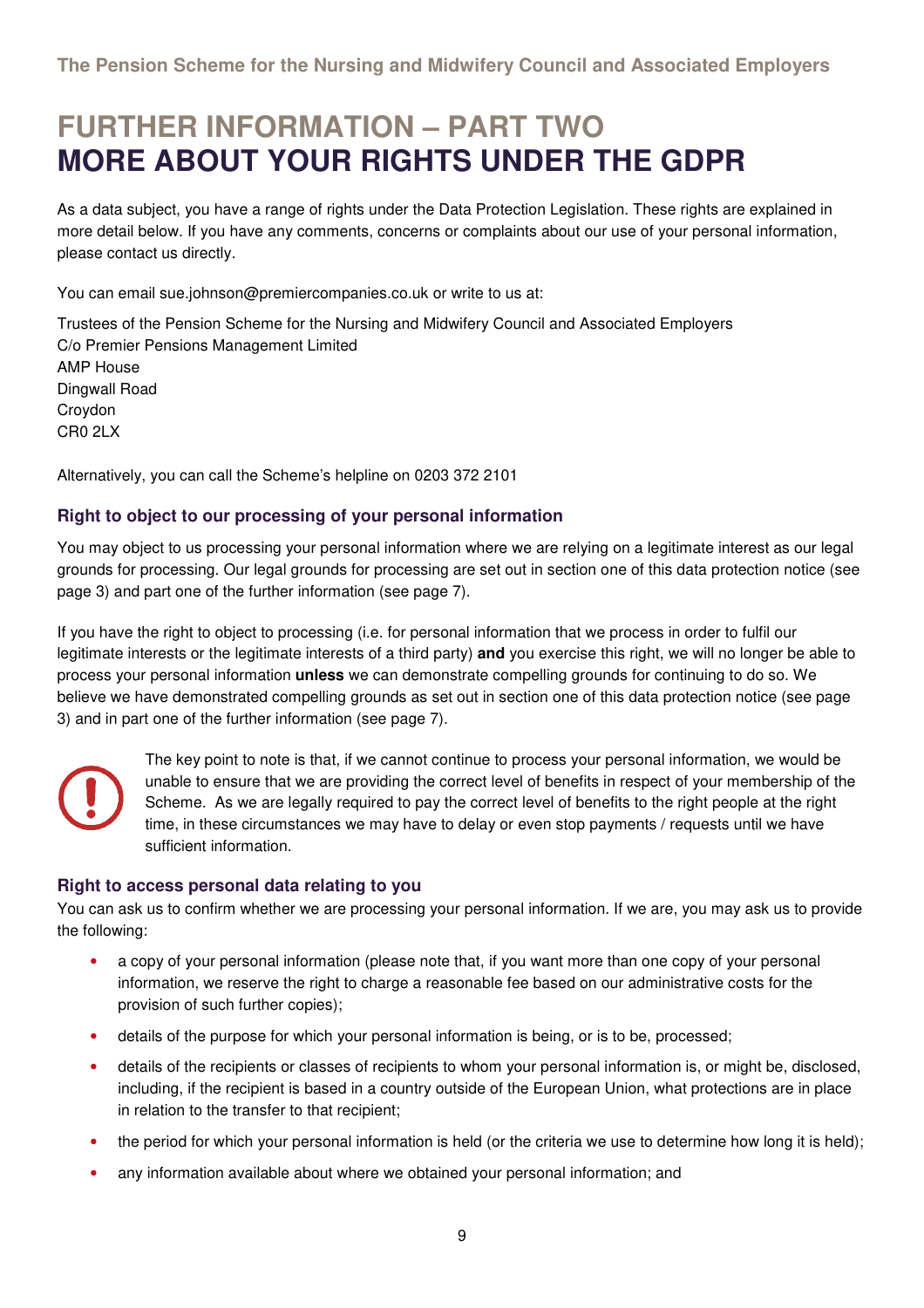# FURTHER INFORMATION – PART TWO
# MORE ABOUT YOUR RIGHTS UNDER THE GDPR

As a data subject, you have a range of rights under the Data Protection Legislation. These rights are explained in more detail below. If you have any comments, concerns or complaints about our use of your personal information, please contact us directly.

You can email sue.johnson@premiercompanies.co.uk or write to us at:

Trustees of the Pension Scheme for the Nursing and Midwifery Council and Associated Employers
C/o Premier Pensions Management Limited
AMP House
Dingwall Road
Croydon
CR0 2LX

Alternatively, you can call the Scheme's helpline on 0203 372 2101

### Right to object to our processing of your personal information

You may object to us processing your personal information where we are relying on a legitimate interest as our legal grounds for processing. Our legal grounds for processing are set out in section one of this data protection notice (see page 3) and part one of the further information (see page 7).

If you have the right to object to processing (i.e. for personal information that we process in order to fulfil our legitimate interests or the legitimate interests of a third party) **and** you exercise this right, we will no longer be able to process your personal information **unless** we can demonstrate compelling grounds for continuing to do so. We believe we have demonstrated compelling grounds as set out in section one of this data protection notice (see page 3) and in part one of the further information (see page 7).

The key point to note is that, if we cannot continue to process your personal information, we would be unable to ensure that we are providing the correct level of benefits in respect of your membership of the Scheme. As we are legally required to pay the correct level of benefits to the right people at the right time, in these circumstances we may have to delay or even stop payments / requests until we have sufficient information.

### Right to access personal data relating to you

You can ask us to confirm whether we are processing your personal information. If we are, you may ask us to provide the following:

- a copy of your personal information (please note that, if you want more than one copy of your personal information, we reserve the right to charge a reasonable fee based on our administrative costs for the provision of such further copies);
- details of the purpose for which your personal information is being, or is to be, processed;
- details of the recipients or classes of recipients to whom your personal information is, or might be, disclosed, including, if the recipient is based in a country outside of the European Union, what protections are in place in relation to the transfer to that recipient;
- the period for which your personal information is held (or the criteria we use to determine how long it is held);
- any information available about where we obtained your personal information; and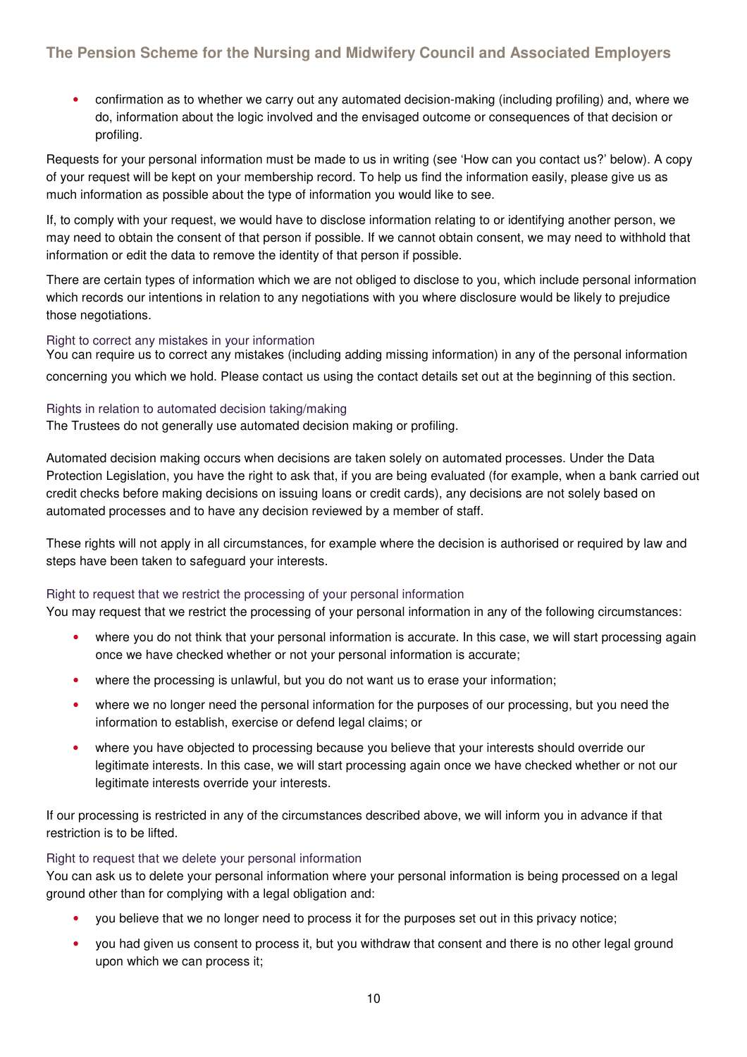- confirmation as to whether we carry out any automated decision-making (including profiling) and, where we do, information about the logic involved and the envisaged outcome or consequences of that decision or profiling.

Requests for your personal information must be made to us in writing (see 'How can you contact us?' below). A copy of your request will be kept on your membership record. To help us find the information easily, please give us as much information as possible about the type of information you would like to see.

If, to comply with your request, we would have to disclose information relating to or identifying another person, we may need to obtain the consent of that person if possible. If we cannot obtain consent, we may need to withhold that information or edit the data to remove the identity of that person if possible.

There are certain types of information which we are not obliged to disclose to you, which include personal information which records our intentions in relation to any negotiations with you where disclosure would be likely to prejudice those negotiations.

### Right to correct any mistakes in your information

You can require us to correct any mistakes (including adding missing information) in any of the personal information concerning you which we hold. Please contact us using the contact details set out at the beginning of this section.

### Rights in relation to automated decision taking/making

The Trustees do not generally use automated decision making or profiling.

Automated decision making occurs when decisions are taken solely on automated processes. Under the Data Protection Legislation, you have the right to ask that, if you are being evaluated (for example, when a bank carried out credit checks before making decisions on issuing loans or credit cards), any decisions are not solely based on automated processes and to have any decision reviewed by a member of staff.

These rights will not apply in all circumstances, for example where the decision is authorised or required by law and steps have been taken to safeguard your interests.

### Right to request that we restrict the processing of your personal information

You may request that we restrict the processing of your personal information in any of the following circumstances:

- where you do not think that your personal information is accurate. In this case, we will start processing again once we have checked whether or not your personal information is accurate;
- where the processing is unlawful, but you do not want us to erase your information;
- where we no longer need the personal information for the purposes of our processing, but you need the information to establish, exercise or defend legal claims; or
- where you have objected to processing because you believe that your interests should override our legitimate interests. In this case, we will start processing again once we have checked whether or not our legitimate interests override your interests.

If our processing is restricted in any of the circumstances described above, we will inform you in advance if that restriction is to be lifted.

### Right to request that we delete your personal information

You can ask us to delete your personal information where your personal information is being processed on a legal ground other than for complying with a legal obligation and:

- you believe that we no longer need to process it for the purposes set out in this privacy notice;
- you had given us consent to process it, but you withdraw that consent and there is no other legal ground upon which we can process it;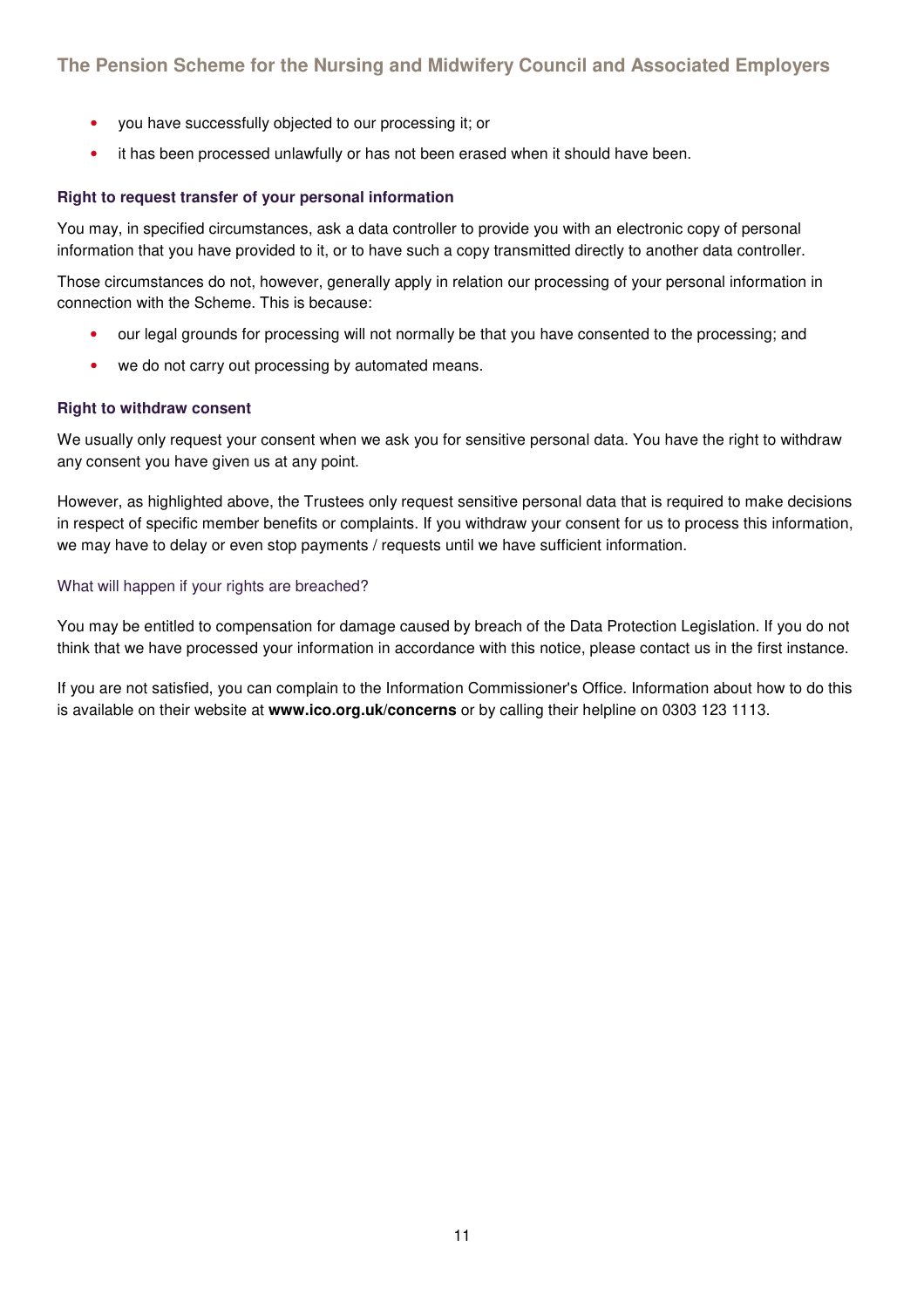- you have successfully objected to our processing it; or
- it has been processed unlawfully or has not been erased when it should have been.

**Right to request transfer of your personal information**

You may, in specified circumstances, ask a data controller to provide you with an electronic copy of personal information that you have provided to it, or to have such a copy transmitted directly to another data controller.

Those circumstances do not, however, generally apply in relation our processing of your personal information in connection with the Scheme. This is because:

- our legal grounds for processing will not normally be that you have consented to the processing; and
- we do not carry out processing by automated means.

**Right to withdraw consent**

We usually only request your consent when we ask you for sensitive personal data. You have the right to withdraw any consent you have given us at any point.

However, as highlighted above, the Trustees only request sensitive personal data that is required to make decisions in respect of specific member benefits or complaints. If you withdraw your consent for us to process this information, we may have to delay or even stop payments / requests until we have sufficient information.

### What will happen if your rights are breached?

You may be entitled to compensation for damage caused by breach of the Data Protection Legislation. If you do not think that we have processed your information in accordance with this notice, please contact us in the first instance.

If you are not satisfied, you can complain to the Information Commissioner's Office. Information about how to do this is available on their website at **www.ico.org.uk/concerns** or by calling their helpline on 0303 123 1113.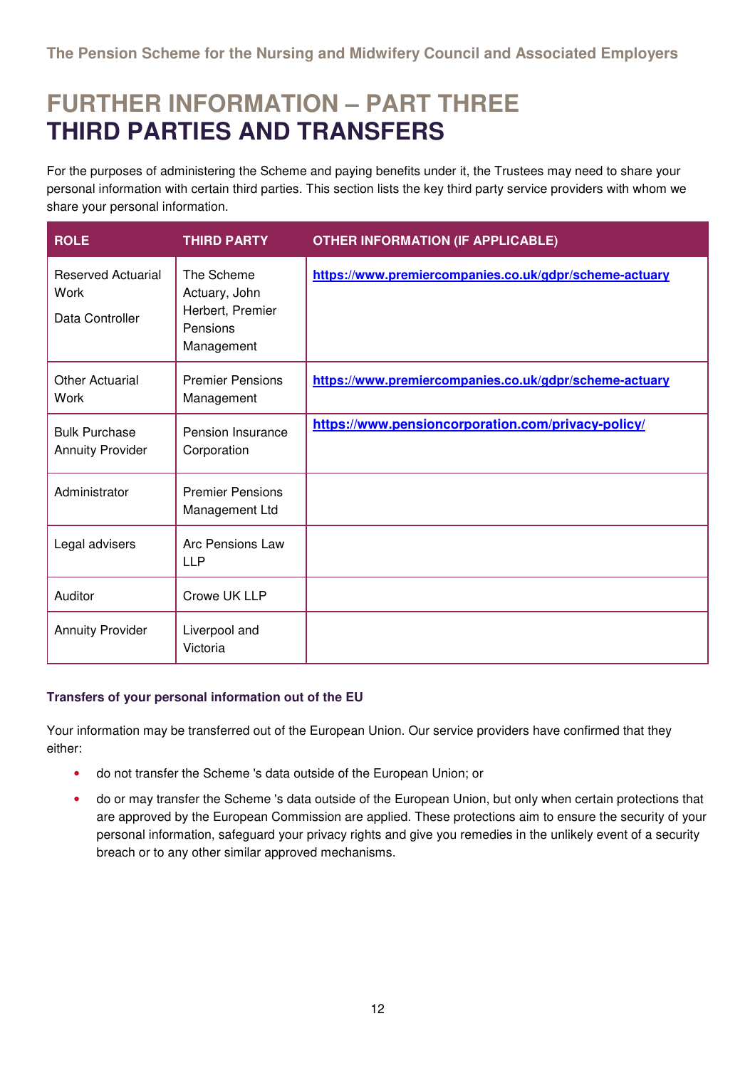# FURTHER INFORMATION – PART THREE
## THIRD PARTIES AND TRANSFERS

For the purposes of administering the Scheme and paying benefits under it, the Trustees may need to share your personal information with certain third parties. This section lists the key third party service providers with whom we share your personal information.

| ROLE | THIRD PARTY | OTHER INFORMATION (IF APPLICABLE) |
| --- | --- | --- |
| Reserved Actuarial Work<br><br>Data Controller | The Scheme Actuary, John Herbert, Premier Pensions Management | **https://www.premiercompanies.co.uk/gdpr/scheme-actuary** |
| Other Actuarial Work | Premier Pensions Management | **https://www.premiercompanies.co.uk/gdpr/scheme-actuary** |
| Bulk Purchase Annuity Provider | Pension Insurance Corporation | **https://www.pensioncorporation.com/privacy-policy/** |
| Administrator | Premier Pensions Management Ltd | |
| Legal advisers | Arc Pensions Law LLP | |
| Auditor | Crowe UK LLP | |
| Annuity Provider | Liverpool and Victoria | |

### Transfers of your personal information out of the EU

Your information may be transferred out of the European Union. Our service providers have confirmed that they either:

- do not transfer the Scheme 's data outside of the European Union; or
- do or may transfer the Scheme 's data outside of the European Union, but only when certain protections that are approved by the European Commission are applied. These protections aim to ensure the security of your personal information, safeguard your privacy rights and give you remedies in the unlikely event of a security breach or to any other similar approved mechanisms.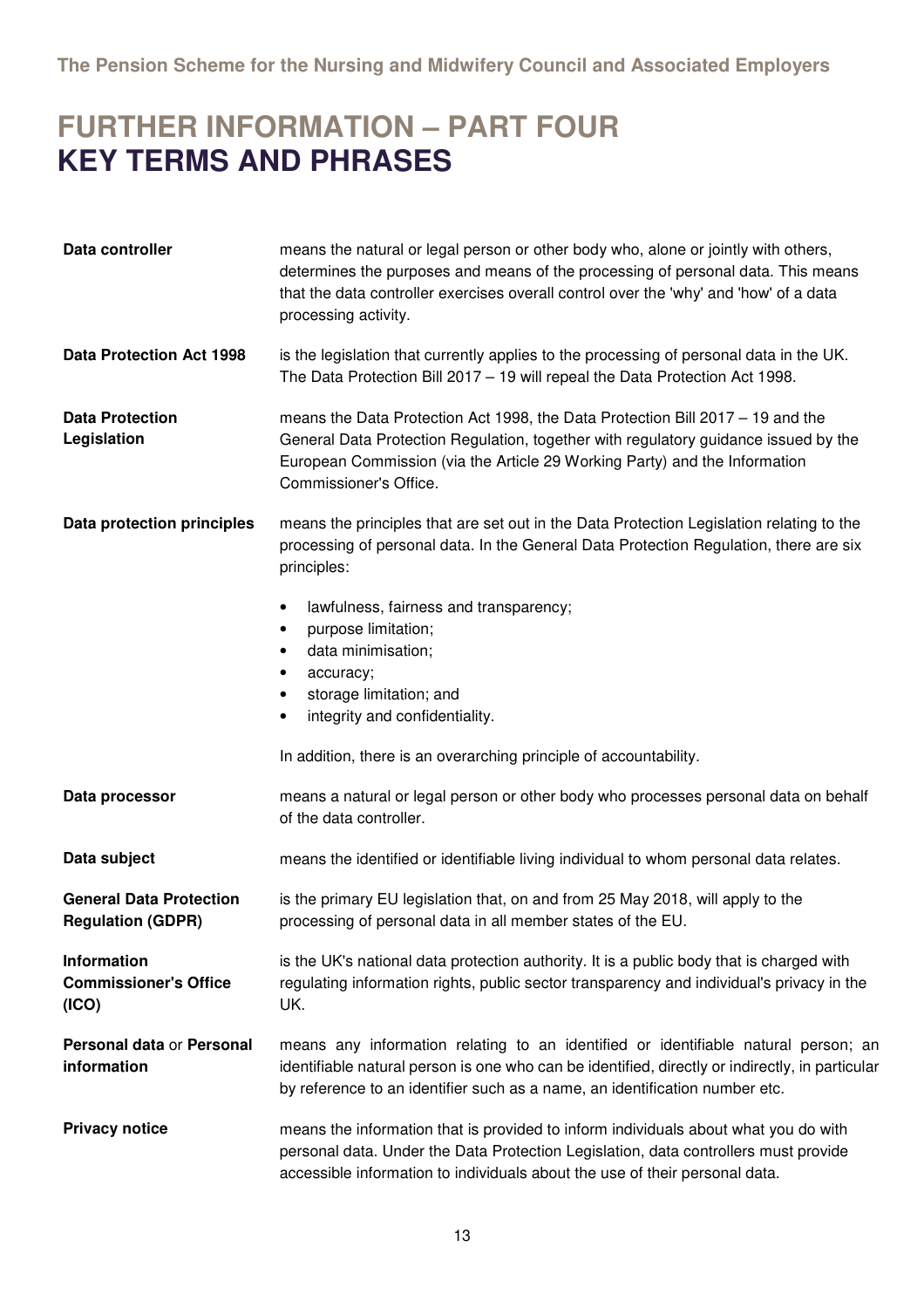# FURTHER INFORMATION – PART FOUR
## KEY TERMS AND PHRASES

| | |
|---|---|
| **Data controller** | means the natural or legal person or other body who, alone or jointly with others, determines the purposes and means of the processing of personal data. This means that the data controller exercises overall control over the 'why' and 'how' of a data processing activity. |
| **Data Protection Act 1998** | is the legislation that currently applies to the processing of personal data in the UK. The Data Protection Bill 2017 – 19 will repeal the Data Protection Act 1998. |
| **Data Protection Legislation** | means the Data Protection Act 1998, the Data Protection Bill 2017 – 19 and the General Data Protection Regulation, together with regulatory guidance issued by the European Commission (via the Article 29 Working Party) and the Information Commissioner's Office. |
| **Data protection principles** | means the principles that are set out in the Data Protection Legislation relating to the processing of personal data. In the General Data Protection Regulation, there are six principles:<br>• lawfulness, fairness and transparency;<br>• purpose limitation;<br>• data minimisation;<br>• accuracy;<br>• storage limitation; and<br>• integrity and confidentiality.<br>In addition, there is an overarching principle of accountability. |
| **Data processor** | means a natural or legal person or other body who processes personal data on behalf of the data controller. |
| **Data subject** | means the identified or identifiable living individual to whom personal data relates. |
| **General Data Protection Regulation (GDPR)** | is the primary EU legislation that, on and from 25 May 2018, will apply to the processing of personal data in all member states of the EU. |
| **Information Commissioner's Office (ICO)** | is the UK's national data protection authority. It is a public body that is charged with regulating information rights, public sector transparency and individual's privacy in the UK. |
| **Personal data** or **Personal information** | means any information relating to an identified or identifiable natural person; an identifiable natural person is one who can be identified, directly or indirectly, in particular by reference to an identifier such as a name, an identification number etc. |
| **Privacy notice** | means the information that is provided to inform individuals about what you do with personal data. Under the Data Protection Legislation, data controllers must provide accessible information to individuals about the use of their personal data. |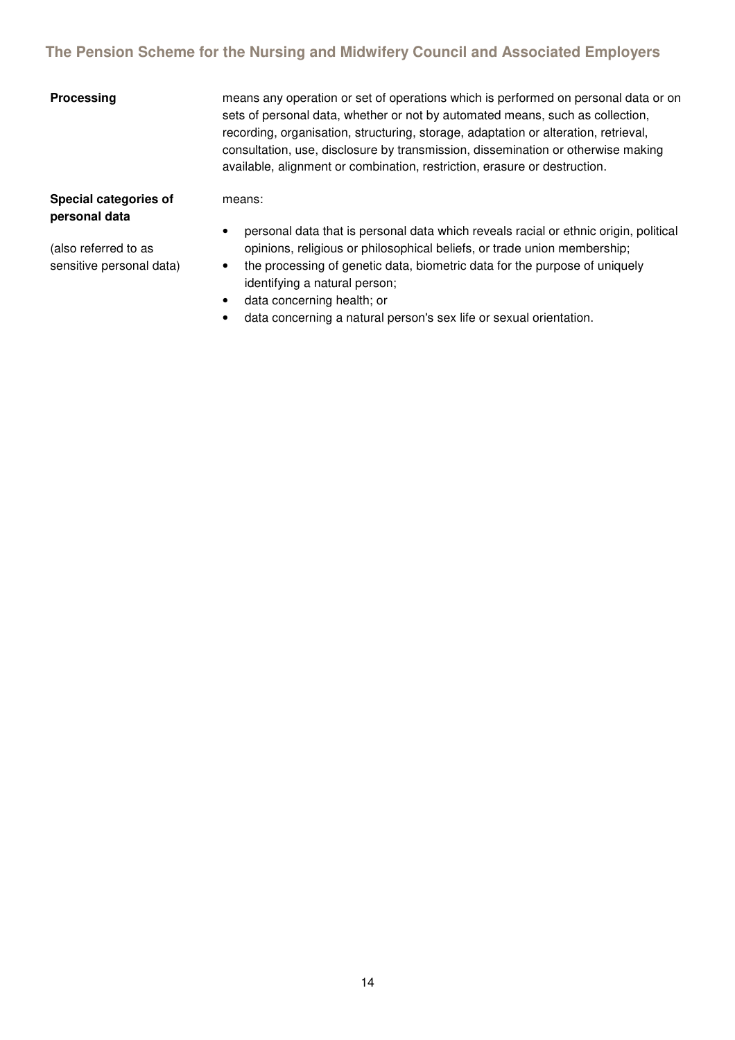| | |
|---|---|
| **Processing** | means any operation or set of operations which is performed on personal data or on sets of personal data, whether or not by automated means, such as collection, recording, organisation, structuring, storage, adaptation or alteration, retrieval, consultation, use, disclosure by transmission, dissemination or otherwise making available, alignment or combination, restriction, erasure or destruction. |
| **Special categories of personal data** <br><br> (also referred to as sensitive personal data) | means: <br><br> • personal data that is personal data which reveals racial or ethnic origin, political opinions, religious or philosophical beliefs, or trade union membership; <br> • the processing of genetic data, biometric data for the purpose of uniquely identifying a natural person; <br> • data concerning health; or <br> • data concerning a natural person's sex life or sexual orientation. |